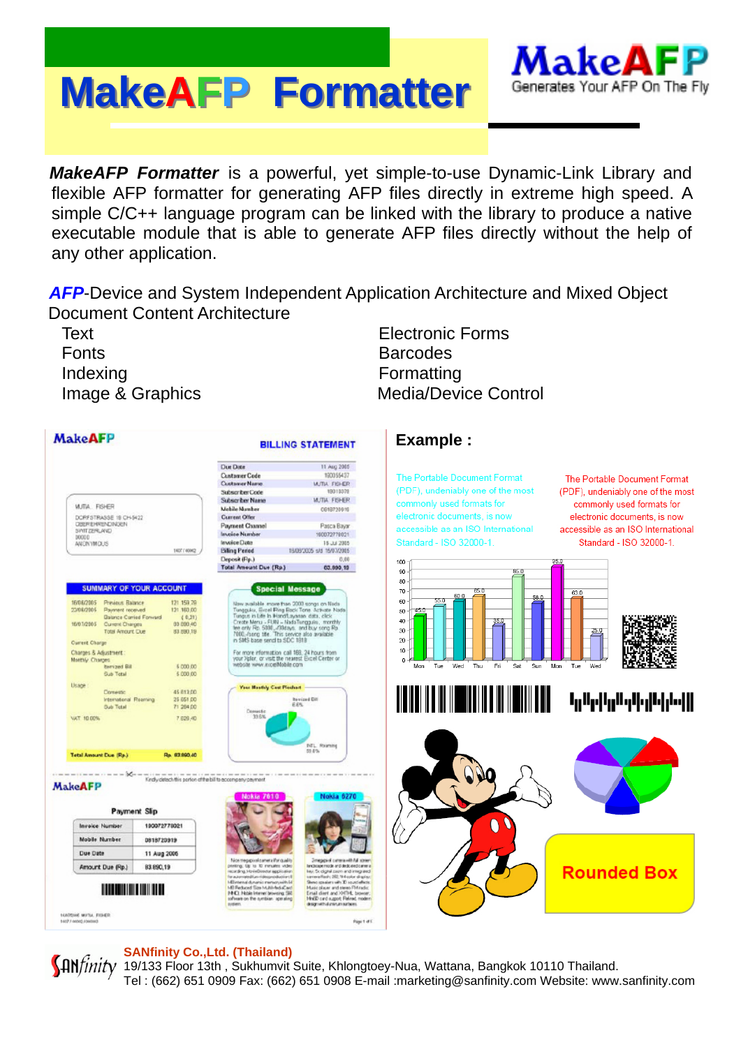# MakeAFP Formatter

MakeAFP
Generates Your AFP On The Fly

***MakeAFP Formatter*** is a powerful, yet simple-to-use Dynamic-Link Library and flexible AFP formatter for generating AFP files directly in extreme high speed. A simple C/C++ language program can be linked with the library to produce a native executable module that is able to generate AFP files directly without the help of any other application.

***AFP***-Device and System Independent Application Architecture and Mixed Object Document Content Architecture

- Text
- Fonts
- Indexing
- Image & Graphics
- Electronic Forms
- Barcodes
- Formatting
- Media/Device Control

## Example :

**SANfinity Co.,Ltd. (Thailand)**
19/133 Floor 13th , Sukhumvit Suite, Khlongtoey-Nua, Wattana, Bangkok 10110 Thailand.
Tel : (662) 651 0909 Fax: (662) 651 0908 E-mail :marketing@sanfinity.com Website: www.sanfinity.com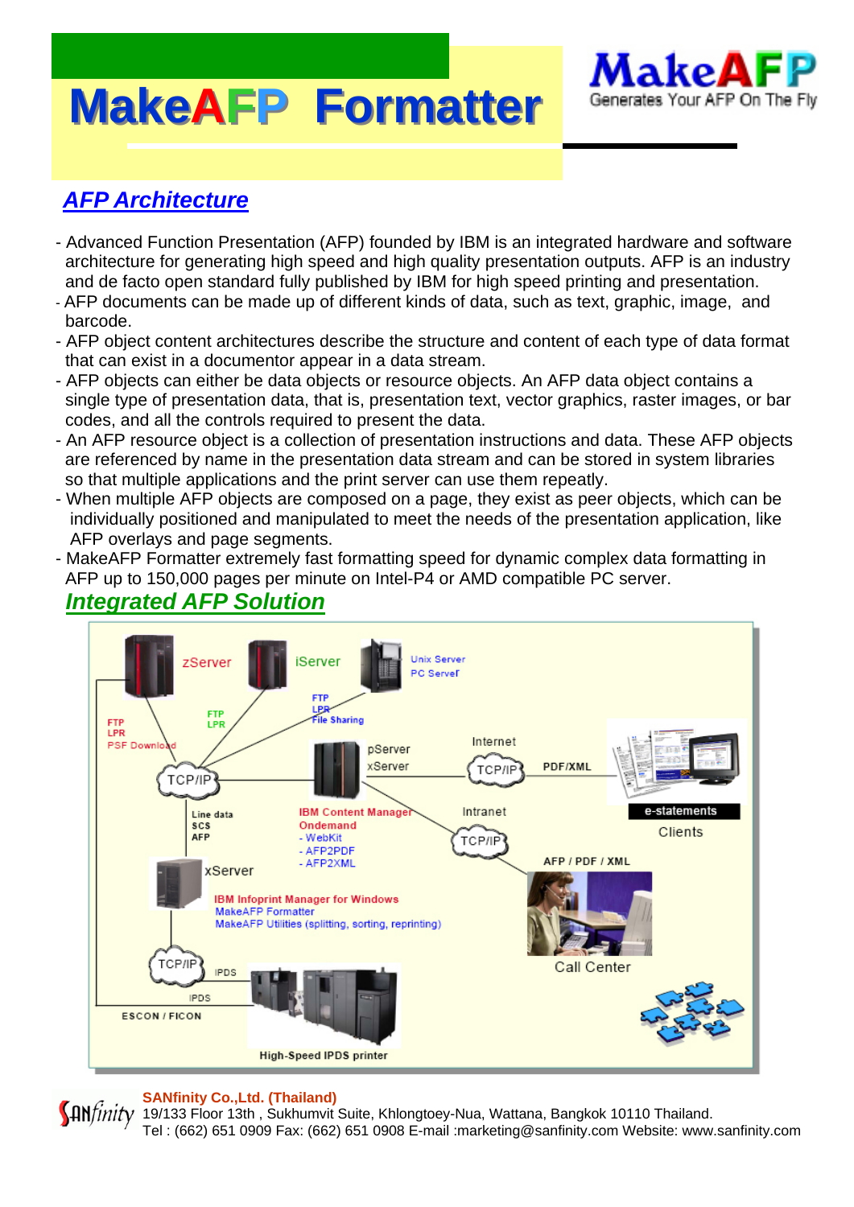# MakeAFP Formatter

MakeAFP
Generates Your AFP On The Fly

## AFP Architecture

- Advanced Function Presentation (AFP) founded by IBM is an integrated hardware and software architecture for generating high speed and high quality presentation outputs. AFP is an industry and de facto open standard fully published by IBM for high speed printing and presentation.
- AFP documents can be made up of different kinds of data, such as text, graphic, image, and barcode.
- AFP object content architectures describe the structure and content of each type of data format that can exist in a documentor appear in a data stream.
- AFP objects can either be data objects or resource objects. An AFP data object contains a single type of presentation data, that is, presentation text, vector graphics, raster images, or bar codes, and all the controls required to present the data.
- An AFP resource object is a collection of presentation instructions and data. These AFP objects are referenced by name in the presentation data stream and can be stored in system libraries so that multiple applications and the print server can use them repeatly.
- When multiple AFP objects are composed on a page, they exist as peer objects, which can be individually positioned and manipulated to meet the needs of the presentation application, like AFP overlays and page segments.
- MakeAFP Formatter extremely fast formatting speed for dynamic complex data formatting in AFP up to 150,000 pages per minute on Intel-P4 or AMD compatible PC server.

## Integrated AFP Solution

zServer
iServer
Unix Server
PC Server
FTP
LPR
PSF Download
FTP
LPR
FTP
LPR
File Sharing
TCP/IP
pServer
xServer
Internet
TCP/IP
PDF/XML
e-statements
Clients
Line data
SCS
AFP
IBM Content Manager
Ondemand
- WebKit
- AFP2PDF
- AFP2XML
Intranet
TCP/IP
AFP / PDF / XML
xServer
IBM Infoprint Manager for Windows
MakeAFP Formatter
MakeAFP Utilities (splitting, sorting, reprinting)
Call Center
TCP/IP
IPDS
IPDS
ESCON / FICON
High-Speed IPDS printer

SANfinity

**SANfinity Co.,Ltd. (Thailand)**
19/133 Floor 13th , Sukhumvit Suite, Khlongtoey-Nua, Wattana, Bangkok 10110 Thailand.
Tel : (662) 651 0909 Fax: (662) 651 0908 E-mail :marketing@sanfinity.com Website: www.sanfinity.com